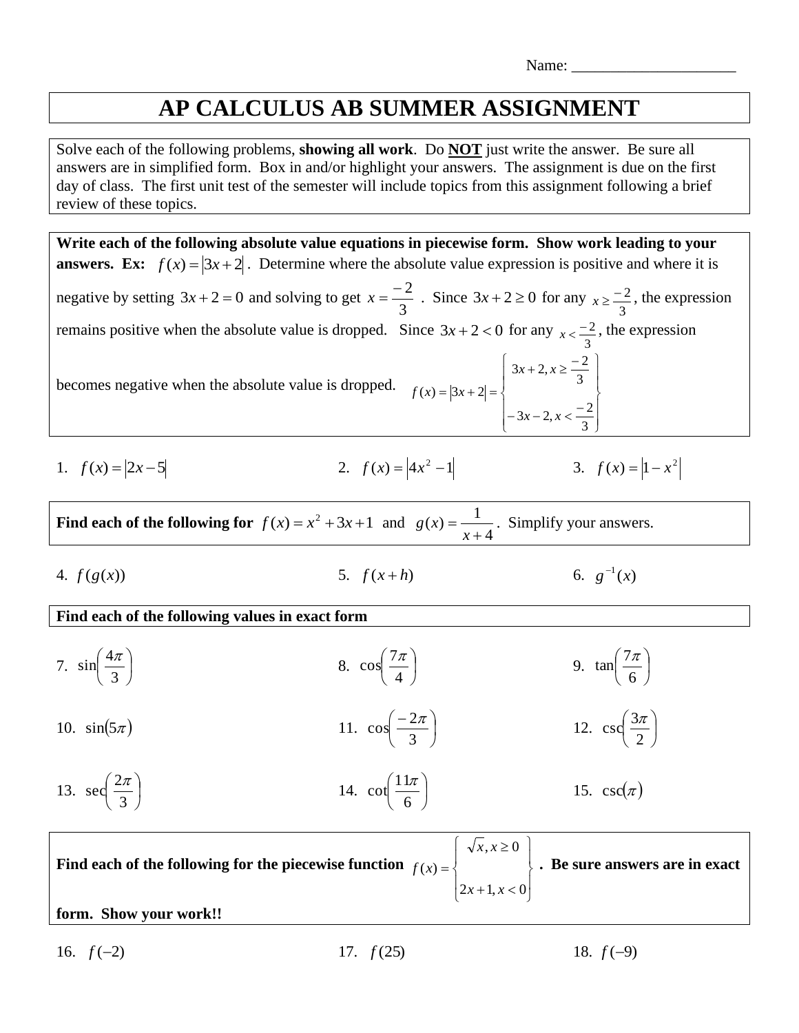Name: _____________________

# AP CALCULUS AB SUMMER ASSIGNMENT

Solve each of the following problems, **showing all work**. Do **NOT** just write the answer. Be sure all answers are in simplified form. Box in and/or highlight your answers. The assignment is due on the first day of class. The first unit test of the semester will include topics from this assignment following a brief review of these topics.

**Write each of the following absolute value equations in piecewise form. Show work leading to your answers. Ex:** $f(x) = |3x+2|$. Determine where the absolute value expression is positive and where it is negative by setting $3x+2=0$ and solving to get $x = \frac{-2}{3}$. Since $3x+2 \geq 0$ for any $x \geq \frac{-2}{3}$, the expression remains positive when the absolute value is dropped. Since $3x+2<0$ for any $x < \frac{-2}{3}$, the expression becomes negative when the absolute value is dropped.

$$f(x) = |3x+2| = \begin{cases} 3x+2, & x \geq \frac{-2}{3} \\ -3x-2, & x < \frac{-2}{3} \end{cases}$$

1. $f(x) = |2x-5|$

2. $f(x) = |4x^2 - 1|$

3. $f(x) = |1 - x^2|$

**Find each of the following for** $f(x) = x^2 + 3x + 1$ and $g(x) = \frac{1}{x+4}$. Simplify your answers.

4. $f(g(x))$

5. $f(x+h)$

6. $g^{-1}(x)$

**Find each of the following values in exact form**

7. $\sin\left(\frac{4\pi}{3}\right)$

8. $\cos\left(\frac{7\pi}{4}\right)$

9. $\tan\left(\frac{7\pi}{6}\right)$

10. $\sin(5\pi)$

11. $\cos\left(\frac{-2\pi}{3}\right)$

12. $\csc\left(\frac{3\pi}{2}\right)$

13. $\sec\left(\frac{2\pi}{3}\right)$

14. $\cot\left(\frac{11\pi}{6}\right)$

15. $\csc(\pi)$

**Find each of the following for the piecewise function** $f(x) = \begin{cases} \sqrt{x}, & x \geq 0 \\ 2x+1, & x < 0 \end{cases}$. **Be sure answers are in exact form. Show your work!!**

16. $f(-2)$

17. $f(25)$

18. $f(-9)$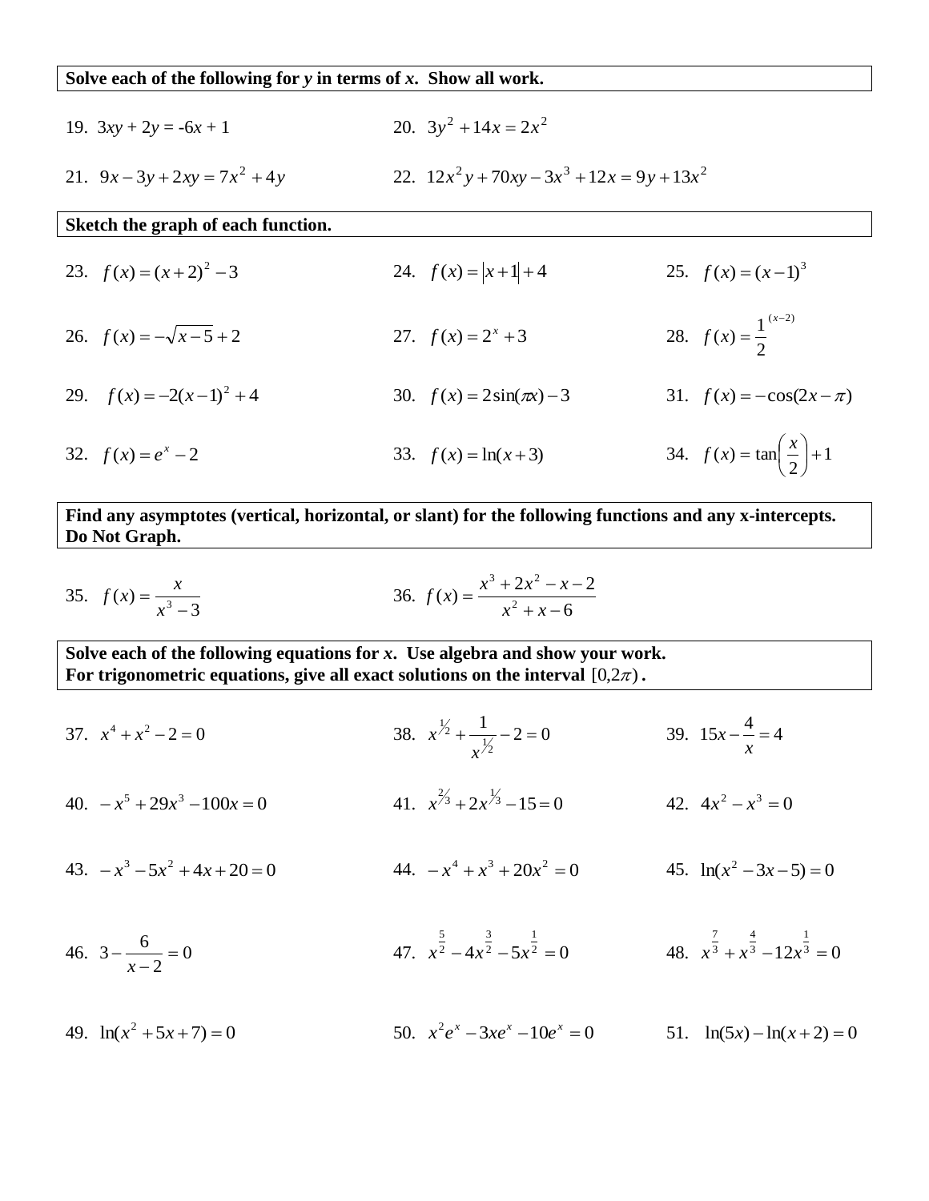**Solve each of the following for *y* in terms of *x*. Show all work.**

19. $3xy + 2y = -6x + 1$

20. $3y^2 + 14x = 2x^2$

21. $9x - 3y + 2xy = 7x^2 + 4y$

22. $12x^2y + 70xy - 3x^3 + 12x = 9y + 13x^2$

**Sketch the graph of each function.**

23. $f(x) = (x+2)^2 - 3$

24. $f(x) = |x+1| + 4$

25. $f(x) = (x-1)^3$

26. $f(x) = -\sqrt{x-5} + 2$

27. $f(x) = 2^x + 3$

28. $f(x) = \frac{1}{2}^{(x-2)}$

29. $f(x) = -2(x-1)^2 + 4$

30. $f(x) = 2\sin(\pi x) - 3$

31. $f(x) = -\cos(2x - \pi)$

32. $f(x) = e^x - 2$

33. $f(x) = \ln(x+3)$

34. $f(x) = \tan\left(\frac{x}{2}\right) + 1$

**Find any asymptotes (vertical, horizontal, or slant) for the following functions and any x-intercepts. Do Not Graph.**

35. $f(x) = \frac{x}{x^3 - 3}$

36. $f(x) = \frac{x^3 + 2x^2 - x - 2}{x^2 + x - 6}$

**Solve each of the following equations for *x*. Use algebra and show your work.**
**For trigonometric equations, give all exact solutions on the interval $[0, 2\pi)$.**

37. $x^4 + x^2 - 2 = 0$

38. $x^{1/2} + \frac{1}{x^{1/2}} - 2 = 0$

39. $15x - \frac{4}{x} = 4$

40. $-x^5 + 29x^3 - 100x = 0$

41. $x^{2/3} + 2x^{1/3} - 15 = 0$

42. $4x^2 - x^3 = 0$

43. $-x^3 - 5x^2 + 4x + 20 = 0$

44. $-x^4 + x^3 + 20x^2 = 0$

45. $\ln(x^2 - 3x - 5) = 0$

46. $3 - \frac{6}{x-2} = 0$

47. $x^{\frac{5}{2}} - 4x^{\frac{3}{2}} - 5x^{\frac{1}{2}} = 0$

48. $x^{\frac{7}{3}} + x^{\frac{4}{3}} - 12x^{\frac{1}{3}} = 0$

49. $\ln(x^2 + 5x + 7) = 0$

50. $x^2e^x - 3xe^x - 10e^x = 0$

51. $\ln(5x) - \ln(x+2) = 0$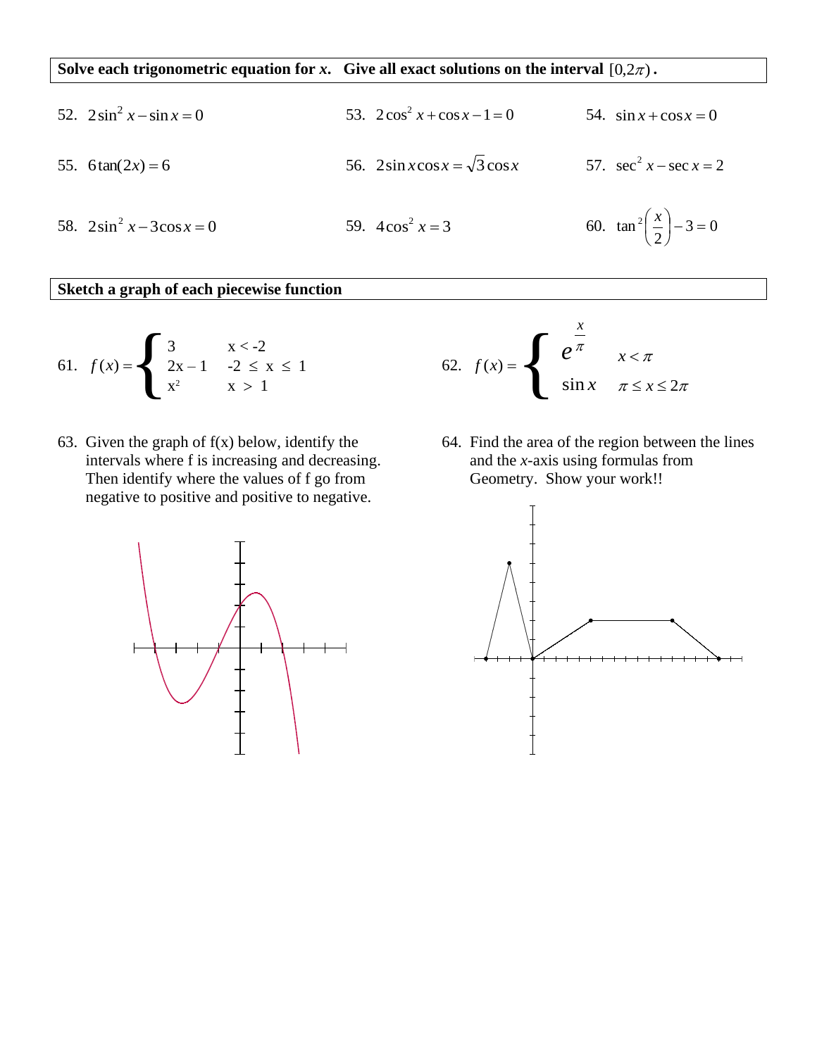**Solve each trigonometric equation for *x*. Give all exact solutions on the interval $[0,2\pi)$.**

52. $2\sin^2 x - \sin x = 0$

53. $2\cos^2 x + \cos x - 1 = 0$

54. $\sin x + \cos x = 0$

55. $6\tan(2x) = 6$

56. $2\sin x\cos x = \sqrt{3}\cos x$

57. $\sec^2 x - \sec x = 2$

58. $2\sin^2 x - 3\cos x = 0$

59. $4\cos^2 x = 3$

60. $\tan^2\left(\frac{x}{2}\right) - 3 = 0$

**Sketch a graph of each piecewise function**

61. $f(x) = \begin{cases} 3 & x < -2 \\ 2x - 1 & -2 \leq x \leq 1 \\ x^2 & x > 1 \end{cases}$

62. $f(x) = \begin{cases} e^{\frac{x}{\pi}} & x < \pi \\ \sin x & \pi \leq x \leq 2\pi \end{cases}$

63. Given the graph of f(x) below, identify the intervals where f is increasing and decreasing. Then identify where the values of f go from negative to positive and positive to negative.

64. Find the area of the region between the lines and the *x*-axis using formulas from Geometry. Show your work!!